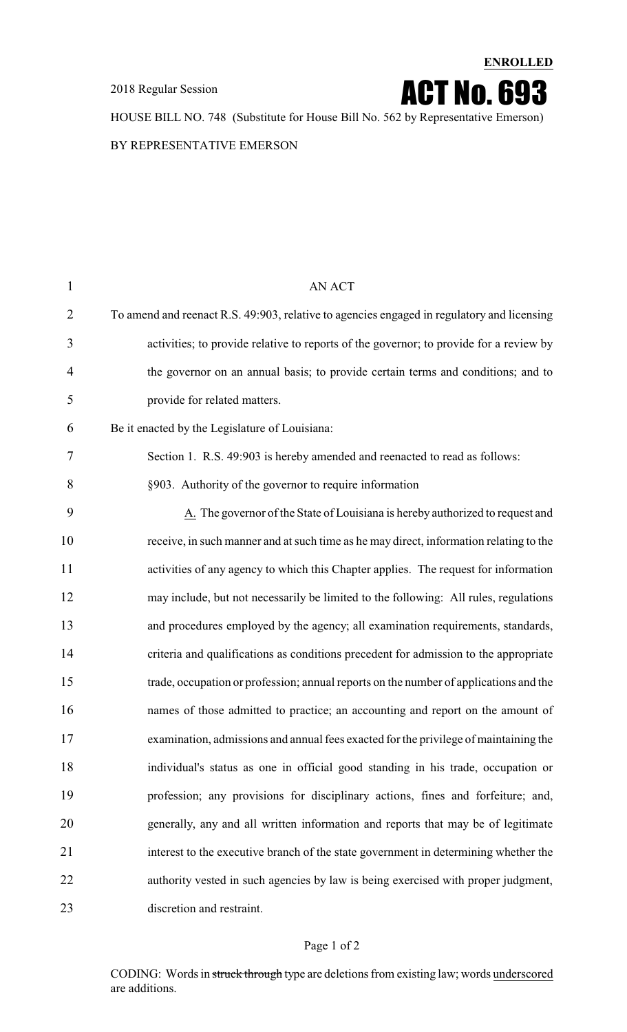**ENROLLED**

2018 Regular Session

# ACT No. 693

HOUSE BILL NO. 748 (Substitute for House Bill No. 562 by Representative Emerson)

BY REPRESENTATIVE EMERSON

AN ACT

To amend and reenact R.S. 49:903, relative to agencies engaged in regulatory and licensing activities; to provide relative to reports of the governor; to provide for a review by the governor on an annual basis; to provide certain terms and conditions; and to provide for related matters.

Be it enacted by the Legislature of Louisiana:

Section 1. R.S. 49:903 is hereby amended and reenacted to read as follows:

§903. Authority of the governor to require information

A. The governor of the State of Louisiana is hereby authorized to request and receive, in such manner and at such time as he may direct, information relating to the activities of any agency to which this Chapter applies. The request for information may include, but not necessarily be limited to the following: All rules, regulations and procedures employed by the agency; all examination requirements, standards, criteria and qualifications as conditions precedent for admission to the appropriate trade, occupation or profession; annual reports on the number of applications and the names of those admitted to practice; an accounting and report on the amount of examination, admissions and annual fees exacted for the privilege of maintaining the individual's status as one in official good standing in his trade, occupation or profession; any provisions for disciplinary actions, fines and forfeiture; and, generally, any and all written information and reports that may be of legitimate interest to the executive branch of the state government in determining whether the authority vested in such agencies by law is being exercised with proper judgment, discretion and restraint.

CODING: Words in struck through type are deletions from existing law; words underscored are additions.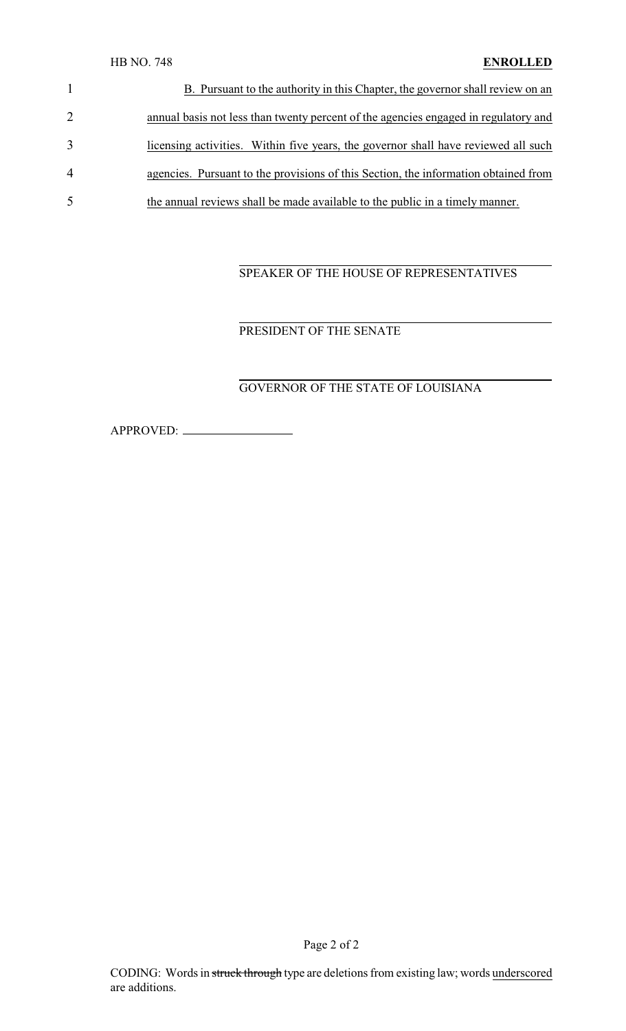B. Pursuant to the authority in this Chapter, the governor shall review on an annual basis not less than twenty percent of the agencies engaged in regulatory and licensing activities. Within five years, the governor shall have reviewed all such agencies. Pursuant to the provisions of this Section, the information obtained from the annual reviews shall be made available to the public in a timely manner.

SPEAKER OF THE HOUSE OF REPRESENTATIVES

PRESIDENT OF THE SENATE

GOVERNOR OF THE STATE OF LOUISIANA

APPROVED: ___________________

CODING: Words in ~~struck through~~ type are deletions from existing law; words underscored are additions.